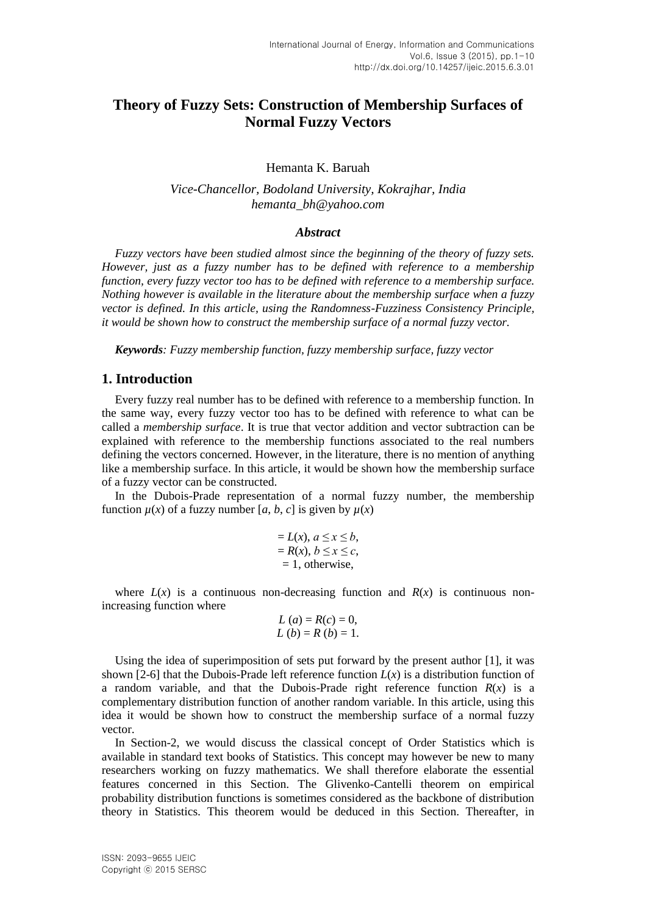# Theory of Fuzzy Sets: Construction of Membership Surfaces of Normal Fuzzy Vectors

Hemanta K. Baruah

*Vice-Chancellor, Bodoland University, Kokrajhar, India*
*hemanta_bh@yahoo.com*

### *Abstract*

*Fuzzy vectors have been studied almost since the beginning of the theory of fuzzy sets. However, just as a fuzzy number has to be defined with reference to a membership function, every fuzzy vector too has to be defined with reference to a membership surface. Nothing however is available in the literature about the membership surface when a fuzzy vector is defined. In this article, using the Randomness-Fuzziness Consistency Principle, it would be shown how to construct the membership surface of a normal fuzzy vector.*

***Keywords**: Fuzzy membership function, fuzzy membership surface, fuzzy vector*

## 1. Introduction

Every fuzzy real number has to be defined with reference to a membership function. In the same way, every fuzzy vector too has to be defined with reference to what can be called a *membership surface*. It is true that vector addition and vector subtraction can be explained with reference to the membership functions associated to the real numbers defining the vectors concerned. However, in the literature, there is no mention of anything like a membership surface. In this article, it would be shown how the membership surface of a fuzzy vector can be constructed.

In the Dubois-Prade representation of a normal fuzzy number, the membership function $\mu(x)$ of a fuzzy number $[a, b, c]$ is given by $\mu(x)$

$$= L(x),\ a \leq x \leq b,$$
$$= R(x),\ b \leq x \leq c,$$
$$= 1, \text{ otherwise},$$

where $L(x)$ is a continuous non-decreasing function and $R(x)$ is continuous non-increasing function where

$$L(a) = R(c) = 0,$$
$$L(b) = R(b) = 1.$$

Using the idea of superimposition of sets put forward by the present author [1], it was shown [2-6] that the Dubois-Prade left reference function $L(x)$ is a distribution function of a random variable, and that the Dubois-Prade right reference function $R(x)$ is a complementary distribution function of another random variable. In this article, using this idea it would be shown how to construct the membership surface of a normal fuzzy vector.

In Section-2, we would discuss the classical concept of Order Statistics which is available in standard text books of Statistics. This concept may however be new to many researchers working on fuzzy mathematics. We shall therefore elaborate the essential features concerned in this Section. The Glivenko-Cantelli theorem on empirical probability distribution functions is sometimes considered as the backbone of distribution theory in Statistics. This theorem would be deduced in this Section. Thereafter, in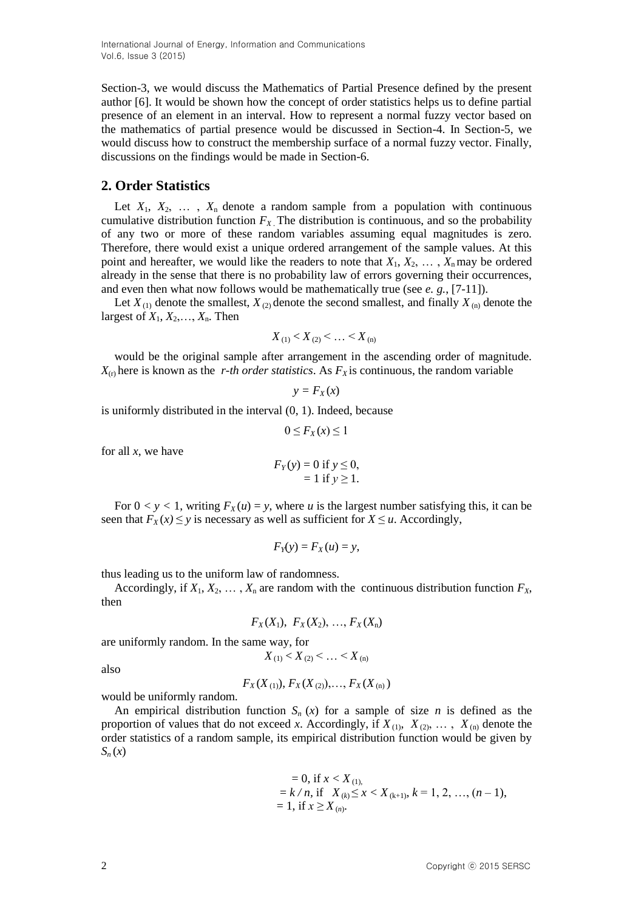Section-3, we would discuss the Mathematics of Partial Presence defined by the present author [6]. It would be shown how the concept of order statistics helps us to define partial presence of an element in an interval. How to represent a normal fuzzy vector based on the mathematics of partial presence would be discussed in Section-4. In Section-5, we would discuss how to construct the membership surface of a normal fuzzy vector. Finally, discussions on the findings would be made in Section-6.

## 2. Order Statistics

Let $X_1, X_2, \ldots, X_n$ denote a random sample from a population with continuous cumulative distribution function $F_X$. The distribution is continuous, and so the probability of any two or more of these random variables assuming equal magnitudes is zero. Therefore, there would exist a unique ordered arrangement of the sample values. At this point and hereafter, we would like the readers to note that $X_1, X_2, \ldots, X_n$ may be ordered already in the sense that there is no probability law of errors governing their occurrences, and even then what now follows would be mathematically true (see *e. g.*, [7-11]).

Let $X_{(1)}$ denote the smallest, $X_{(2)}$ denote the second smallest, and finally $X_{(n)}$ denote the largest of $X_1, X_2, \ldots, X_n$. Then

$$X_{(1)} < X_{(2)} < \ldots < X_{(n)}$$

would be the original sample after arrangement in the ascending order of magnitude. $X_{(r)}$ here is known as the *r-th order statistics*. As $F_X$ is continuous, the random variable

$$y = F_X(x)$$

is uniformly distributed in the interval (0, 1). Indeed, because

$$0 \leq F_X(x) \leq 1$$

for all $x$, we have

$$F_Y(y) = 0 \text{ if } y \leq 0,$$
$$= 1 \text{ if } y \geq 1.$$

For $0 < y < 1$, writing $F_X(u) = y$, where $u$ is the largest number satisfying this, it can be seen that $F_X(x) \leq y$ is necessary as well as sufficient for $X \leq u$. Accordingly,

$$F_Y(y) = F_X(u) = y,$$

thus leading us to the uniform law of randomness.

Accordingly, if $X_1, X_2, \ldots, X_n$ are random with the continuous distribution function $F_X$, then

$$F_X(X_1),\ F_X(X_2), \ldots, F_X(X_n)$$

are uniformly random. In the same way, for

$$X_{(1)} < X_{(2)} < \ldots < X_{(n)}$$

also

$$F_X(X_{(1)}), F_X(X_{(2)}), \ldots, F_X(X_{(n)})$$

would be uniformly random.

An empirical distribution function $S_n(x)$ for a sample of size $n$ is defined as the proportion of values that do not exceed $x$. Accordingly, if $X_{(1)}, X_{(2)}, \ldots, X_{(n)}$ denote the order statistics of a random sample, its empirical distribution function would be given by $S_n(x)$

$$= 0, \text{ if } x < X_{(1)},$$
$$= k/n, \text{ if } X_{(k)} \leq x < X_{(k+1)}, k = 1, 2, \ldots, (n-1),$$
$$= 1, \text{ if } x \geq X_{(n)}.$$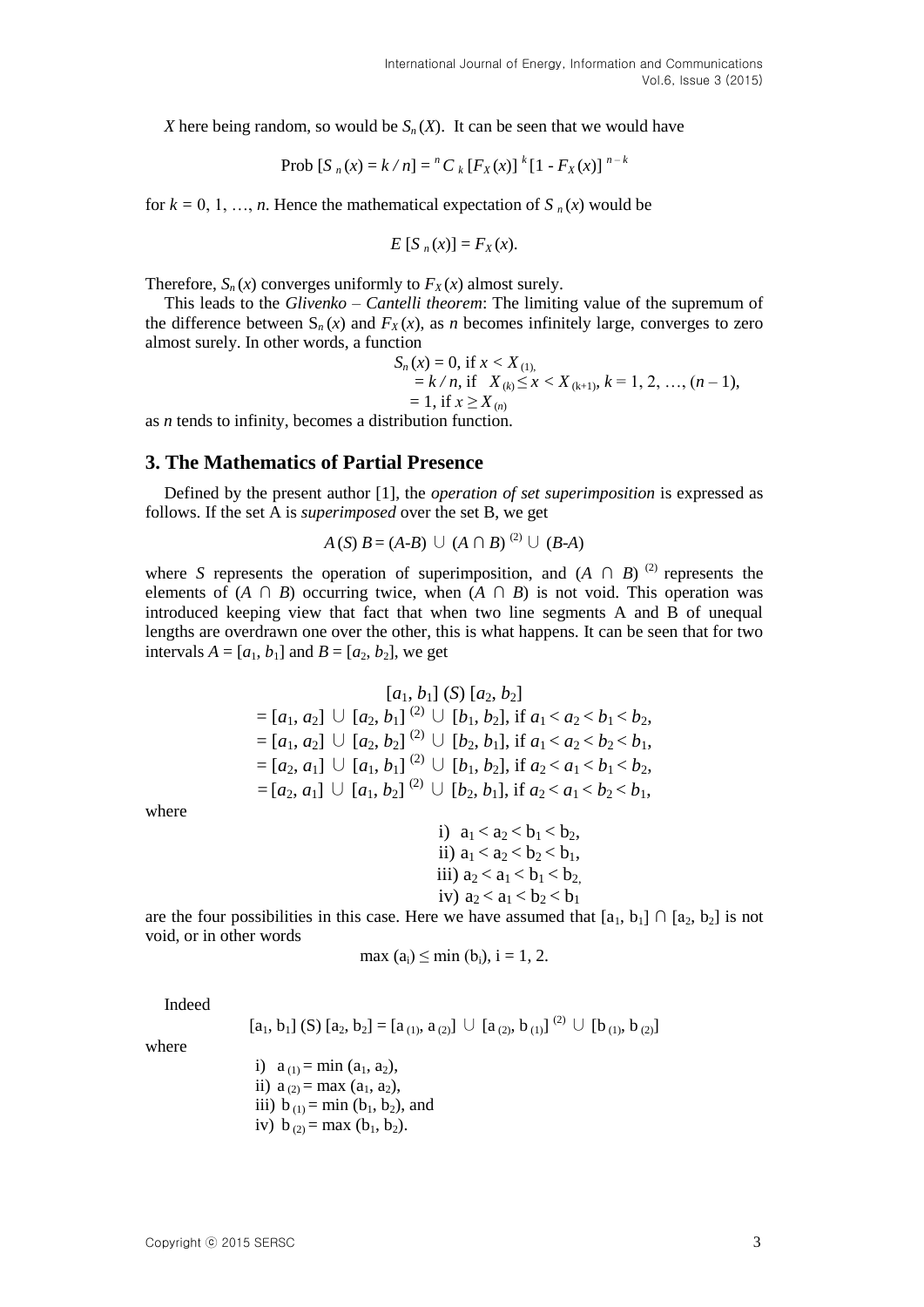$X$ here being random, so would be $S_n(X)$. It can be seen that we would have

$$\text{Prob}\,[S_n(x) = k/n] = {}^nC_k\,[F_X(x)]^k\,[1 - F_X(x)]^{n-k}$$

for $k = 0, 1, \ldots, n$. Hence the mathematical expectation of $S_n(x)$ would be

$$E\,[S_n(x)] = F_X(x).$$

Therefore, $S_n(x)$ converges uniformly to $F_X(x)$ almost surely.

This leads to the *Glivenko – Cantelli theorem*: The limiting value of the supremum of the difference between $S_n(x)$ and $F_X(x)$, as $n$ becomes infinitely large, converges to zero almost surely. In other words, a function

$$
\begin{aligned}
S_n(x) &= 0, \text{ if } x < X_{(1)}, \\
&= k/n, \text{ if } X_{(k)} \leq x < X_{(k+1)},\ k = 1, 2, \ldots, (n-1), \\
&= 1, \text{ if } x \geq X_{(n)}
\end{aligned}
$$

as $n$ tends to infinity, becomes a distribution function.

## 3. The Mathematics of Partial Presence

Defined by the present author [1], the *operation of set superimposition* is expressed as follows. If the set A is *superimposed* over the set B, we get

$$A\,(S)\,B = (A\text{-}B) \cup (A \cap B)^{(2)} \cup (B\text{-}A)$$

where $S$ represents the operation of superimposition, and $(A \cap B)^{(2)}$ represents the elements of $(A \cap B)$ occurring twice, when $(A \cap B)$ is not void. This operation was introduced keeping view that fact that when two line segments A and B of unequal lengths are overdrawn one over the other, this is what happens. It can be seen that for two intervals $A = [a_1, b_1]$ and $B = [a_2, b_2]$, we get

$$
\begin{aligned}
&[a_1, b_1]\,(S)\,[a_2, b_2] \\
&= [a_1, a_2] \cup [a_2, b_1]^{(2)} \cup [b_1, b_2], \text{ if } a_1 < a_2 < b_1 < b_2, \\
&= [a_1, a_2] \cup [a_2, b_2]^{(2)} \cup [b_2, b_1], \text{ if } a_1 < a_2 < b_2 < b_1, \\
&= [a_2, a_1] \cup [a_1, b_1]^{(2)} \cup [b_1, b_2], \text{ if } a_2 < a_1 < b_1 < b_2, \\
&= [a_2, a_1] \cup [a_1, b_2]^{(2)} \cup [b_2, b_1], \text{ if } a_2 < a_1 < b_2 < b_1,
\end{aligned}
$$

where

i) $a_1 < a_2 < b_1 < b_2$,
ii) $a_1 < a_2 < b_2 < b_1$,
iii) $a_2 < a_1 < b_1 < b_2$,
iv) $a_2 < a_1 < b_2 < b_1$

are the four possibilities in this case. Here we have assumed that $[a_1, b_1] \cap [a_2, b_2]$ is not void, or in other words

$$\max(a_i) \leq \min(b_i),\ i = 1, 2.$$

Indeed

$$[a_1, b_1]\,(S)\,[a_2, b_2] = [a_{(1)}, a_{(2)}] \cup [a_{(2)}, b_{(1)}]^{(2)} \cup [b_{(1)}, b_{(2)}]$$

where

i) $a_{(1)} = \min(a_1, a_2)$,
ii) $a_{(2)} = \max(a_1, a_2)$,
iii) $b_{(1)} = \min(b_1, b_2)$, and
iv) $b_{(2)} = \max(b_1, b_2)$.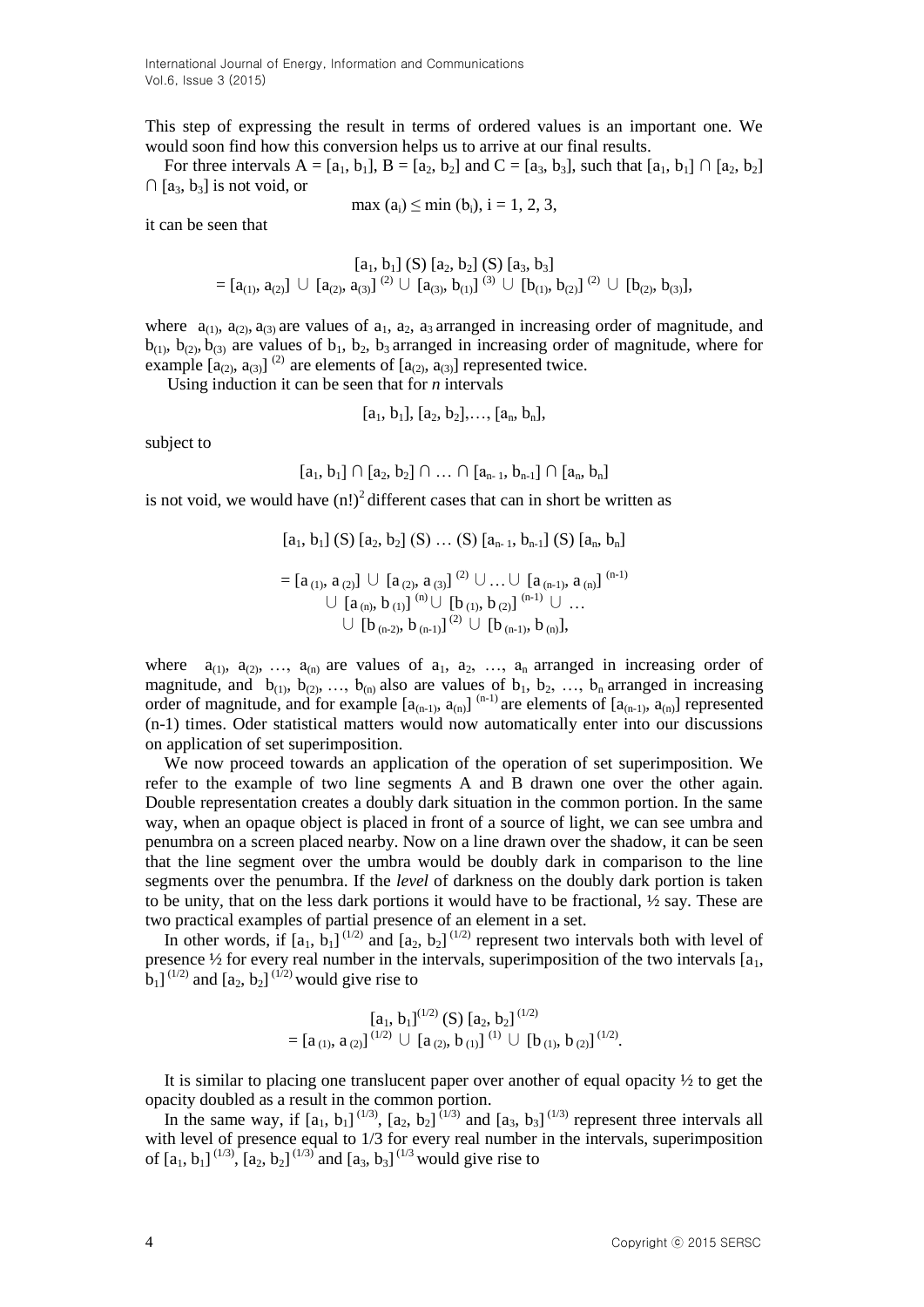This step of expressing the result in terms of ordered values is an important one. We would soon find how this conversion helps us to arrive at our final results.

For three intervals $A = [a_1, b_1]$, $B = [a_2, b_2]$ and $C = [a_3, b_3]$, such that $[a_1, b_1] \cap [a_2, b_2] \cap [a_3, b_3]$ is not void, or

$$\max (a_i) \leq \min (b_i),\ i = 1, 2, 3,$$

it can be seen that

$$[a_1, b_1]\ (S)\ [a_2, b_2]\ (S)\ [a_3, b_3]$$
$$= [a_{(1)}, a_{(2)}] \cup [a_{(2)}, a_{(3)}]^{(2)} \cup [a_{(3)}, b_{(1)}]^{(3)} \cup [b_{(1)}, b_{(2)}]^{(2)} \cup [b_{(2)}, b_{(3)}],$$

where $a_{(1)}, a_{(2)}, a_{(3)}$ are values of $a_1$, $a_2$, $a_3$ arranged in increasing order of magnitude, and $b_{(1)}, b_{(2)}, b_{(3)}$ are values of $b_1$, $b_2$, $b_3$ arranged in increasing order of magnitude, where for example $[a_{(2)}, a_{(3)}]^{(2)}$ are elements of $[a_{(2)}, a_{(3)}]$ represented twice.

Using induction it can be seen that for *n* intervals

$$[a_1, b_1], [a_2, b_2], \ldots, [a_n, b_n],$$

subject to

$$[a_1, b_1] \cap [a_2, b_2] \cap \ldots \cap [a_{n-1}, b_{n-1}] \cap [a_n, b_n]$$

is not void, we would have $(n!)^2$ different cases that can in short be written as

$$[a_1, b_1]\ (S)\ [a_2, b_2]\ (S)\ \ldots\ (S)\ [a_{n-1}, b_{n-1}]\ (S)\ [a_n, b_n]$$
$$= [a_{(1)}, a_{(2)}] \cup [a_{(2)}, a_{(3)}]^{(2)} \cup \ldots \cup [a_{(n-1)}, a_{(n)}]^{(n-1)}$$
$$\cup [a_{(n)}, b_{(1)}]^{(n)} \cup [b_{(1)}, b_{(2)}]^{(n-1)} \cup \ldots$$
$$\cup [b_{(n-2)}, b_{(n-1)}]^{(2)} \cup [b_{(n-1)}, b_{(n)}],$$

where $a_{(1)}, a_{(2)}, \ldots, a_{(n)}$ are values of $a_1, a_2, \ldots, a_n$ arranged in increasing order of magnitude, and $b_{(1)}, b_{(2)}, \ldots, b_{(n)}$ also are values of $b_1, b_2, \ldots, b_n$ arranged in increasing order of magnitude, and for example $[a_{(n-1)}, a_{(n)}]^{(n-1)}$ are elements of $[a_{(n-1)}, a_{(n)}]$ represented (n-1) times. Oder statistical matters would now automatically enter into our discussions on application of set superimposition.

We now proceed towards an application of the operation of set superimposition. We refer to the example of two line segments A and B drawn one over the other again. Double representation creates a doubly dark situation in the common portion. In the same way, when an opaque object is placed in front of a source of light, we can see umbra and penumbra on a screen placed nearby. Now on a line drawn over the shadow, it can be seen that the line segment over the umbra would be doubly dark in comparison to the line segments over the penumbra. If the *level* of darkness on the doubly dark portion is taken to be unity, that on the less dark portions it would have to be fractional, ½ say. These are two practical examples of partial presence of an element in a set.

In other words, if $[a_1, b_1]^{(1/2)}$ and $[a_2, b_2]^{(1/2)}$ represent two intervals both with level of presence ½ for every real number in the intervals, superimposition of the two intervals $[a_1, b_1]^{(1/2)}$ and $[a_2, b_2]^{(1/2)}$ would give rise to

$$[a_1, b_1]^{(1/2)}\ (S)\ [a_2, b_2]^{(1/2)}$$
$$= [a_{(1)}, a_{(2)}]^{(1/2)} \cup [a_{(2)}, b_{(1)}]^{(1)} \cup [b_{(1)}, b_{(2)}]^{(1/2)}.$$

It is similar to placing one translucent paper over another of equal opacity ½ to get the opacity doubled as a result in the common portion.

In the same way, if $[a_1, b_1]^{(1/3)}$, $[a_2, b_2]^{(1/3)}$ and $[a_3, b_3]^{(1/3)}$ represent three intervals all with level of presence equal to 1/3 for every real number in the intervals, superimposition of $[a_1, b_1]^{(1/3)}$, $[a_2, b_2]^{(1/3)}$ and $[a_3, b_3]^{(1/3}$ would give rise to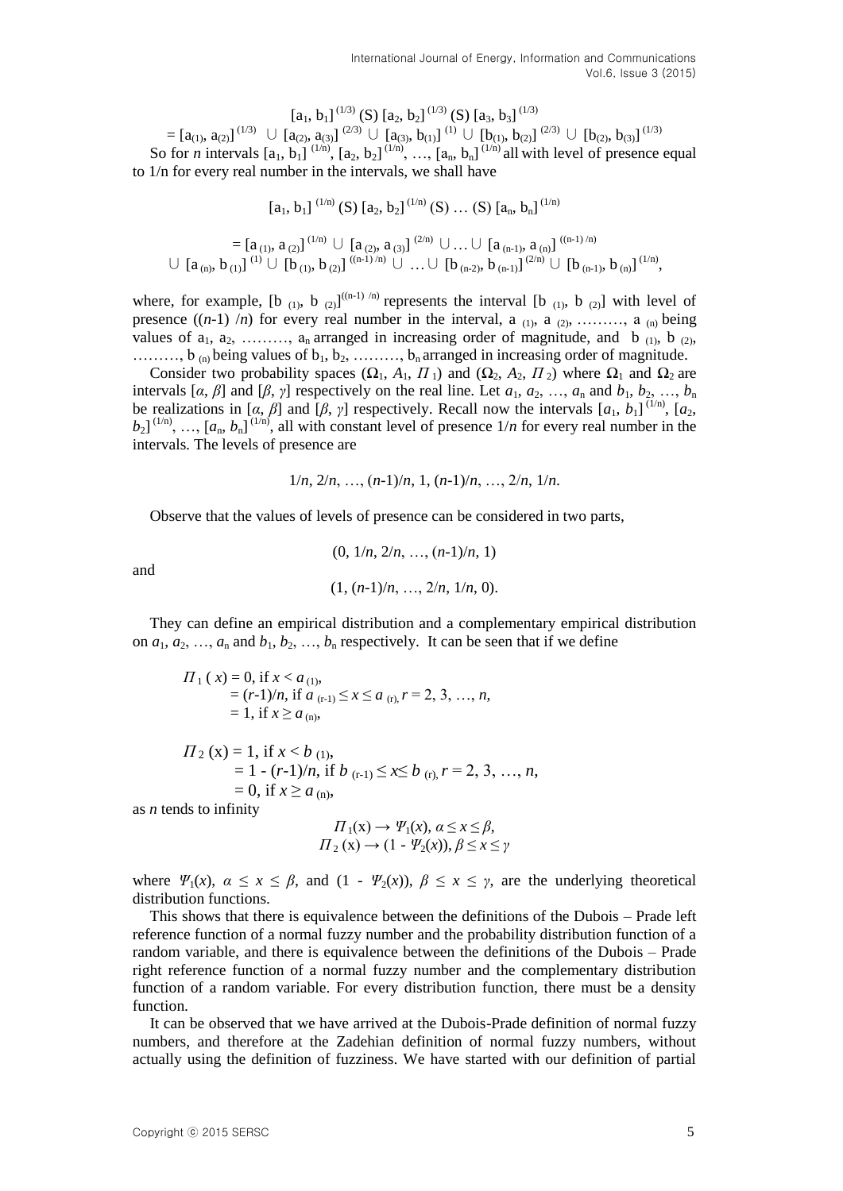$$[a_1, b_1]^{(1/3)}\ (S)\ [a_2, b_2]^{(1/3)}\ (S)\ [a_3, b_3]^{(1/3)}$$

$$= [a_{(1)}, a_{(2)}]^{(1/3)} \cup [a_{(2)}, a_{(3)}]^{(2/3)} \cup [a_{(3)}, b_{(1)}]^{(1)} \cup [b_{(1)}, b_{(2)}]^{(2/3)} \cup [b_{(2)}, b_{(3)}]^{(1/3)}$$

So for $n$ intervals $[a_1, b_1]^{(1/n)}$, $[a_2, b_2]^{(1/n)}$, …, $[a_n, b_n]^{(1/n)}$ all with level of presence equal to 1/n for every real number in the intervals, we shall have

$$[a_1, b_1]^{(1/n)}\ (S)\ [a_2, b_2]^{(1/n)}\ (S) \ldots (S)\ [a_n, b_n]^{(1/n)}$$

$$= [a_{(1)}, a_{(2)}]^{(1/n)} \cup [a_{(2)}, a_{(3)}]^{(2/n)} \cup \ldots \cup [a_{(n-1)}, a_{(n)}]^{((n-1)/n)}$$
$$\cup\ [a_{(n)}, b_{(1)}]^{(1)} \cup [b_{(1)}, b_{(2)}]^{((n-1)/n)} \cup \ldots \cup [b_{(n-2)}, b_{(n-1)}]^{(2/n)} \cup [b_{(n-1)}, b_{(n)}]^{(1/n)},$$

where, for example, $[b_{(1)}, b_{(2)}]^{((n-1)/n)}$ represents the interval $[b_{(1)}, b_{(2)}]$ with level of presence $((n-1)/n)$ for every real number in the interval, $a_{(1)}, a_{(2)}, \ldots, a_{(n)}$ being values of $a_1, a_2, \ldots, a_n$ arranged in increasing order of magnitude, and $b_{(1)}, b_{(2)}, \ldots, b_{(n)}$ being values of $b_1, b_2, \ldots, b_n$ arranged in increasing order of magnitude.

Consider two probability spaces $(\Omega_1, A_1, \Pi_1)$ and $(\Omega_2, A_2, \Pi_2)$ where $\Omega_1$ and $\Omega_2$ are intervals $[\alpha, \beta]$ and $[\beta, \gamma]$ respectively on the real line. Let $a_1, a_2, \ldots, a_n$ and $b_1, b_2, \ldots, b_n$ be realizations in $[\alpha, \beta]$ and $[\beta, \gamma]$ respectively. Recall now the intervals $[a_1, b_1]^{(1/n)}$, $[a_2, b_2]^{(1/n)}$, …, $[a_n, b_n]^{(1/n)}$, all with constant level of presence $1/n$ for every real number in the intervals. The levels of presence are

$$1/n,\ 2/n,\ \ldots,\ (n-1)/n,\ 1,\ (n-1)/n,\ \ldots,\ 2/n,\ 1/n.$$

Observe that the values of levels of presence can be considered in two parts,

$$(0,\ 1/n,\ 2/n,\ \ldots,\ (n-1)/n,\ 1)$$

and

$$(1,\ (n-1)/n,\ \ldots,\ 2/n,\ 1/n,\ 0).$$

They can define an empirical distribution and a complementary empirical distribution on $a_1, a_2, \ldots, a_n$ and $b_1, b_2, \ldots, b_n$ respectively. It can be seen that if we define

$$\begin{aligned}
\Pi_1(x) &= 0, \text{ if } x < a_{(1)},\\
&= (r-1)/n, \text{ if } a_{(r-1)} \le x \le a_{(r)},\ r = 2, 3, \ldots, n,\\
&= 1, \text{ if } x \ge a_{(n)},
\end{aligned}$$

$$\begin{aligned}
\Pi_2(x) &= 1, \text{ if } x < b_{(1)},\\
&= 1 - (r-1)/n, \text{ if } b_{(r-1)} \le x \le b_{(r)},\ r = 2, 3, \ldots, n,\\
&= 0, \text{ if } x \ge a_{(n)},
\end{aligned}$$

as $n$ tends to infinity

$$\Pi_1(x) \to \Psi_1(x),\ \alpha \le x \le \beta,$$
$$\Pi_2(x) \to (1 - \Psi_2(x)),\ \beta \le x \le \gamma$$

where $\Psi_1(x)$, $\alpha \le x \le \beta$, and $(1 - \Psi_2(x))$, $\beta \le x \le \gamma$, are the underlying theoretical distribution functions.

This shows that there is equivalence between the definitions of the Dubois – Prade left reference function of a normal fuzzy number and the probability distribution function of a random variable, and there is equivalence between the definitions of the Dubois – Prade right reference function of a normal fuzzy number and the complementary distribution function of a random variable. For every distribution function, there must be a density function.

It can be observed that we have arrived at the Dubois-Prade definition of normal fuzzy numbers, and therefore at the Zadehian definition of normal fuzzy numbers, without actually using the definition of fuzziness. We have started with our definition of partial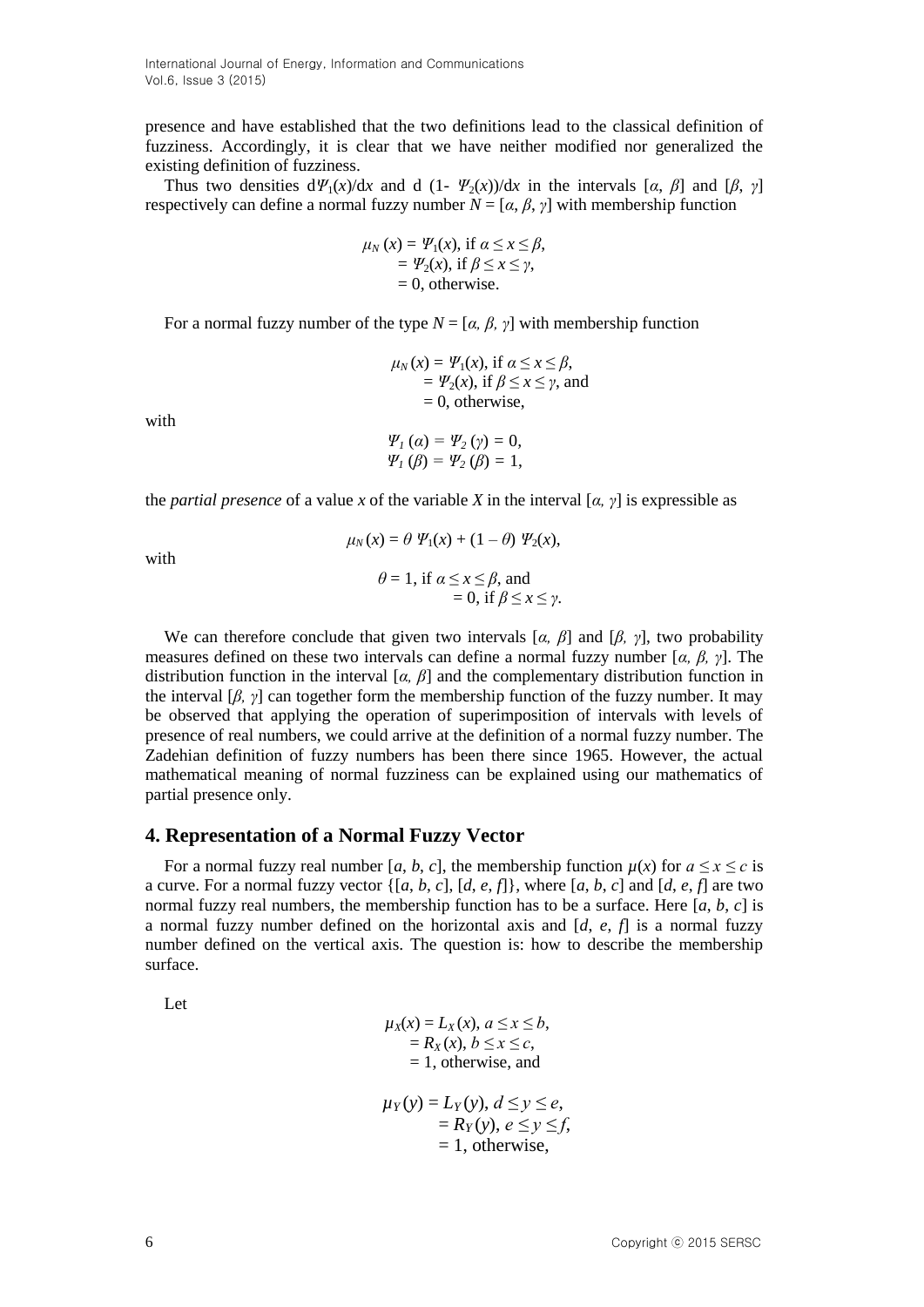presence and have established that the two definitions lead to the classical definition of fuzziness. Accordingly, it is clear that we have neither modified nor generalized the existing definition of fuzziness.

Thus two densities $d\Psi_1(x)/dx$ and $d\,(1- \Psi_2(x))/dx$ in the intervals $[\alpha, \beta]$ and $[\beta, \gamma]$ respectively can define a normal fuzzy number $N = [\alpha, \beta, \gamma]$ with membership function

$$\begin{aligned} \mu_N(x) &= \Psi_1(x), \text{ if } \alpha \le x \le \beta, \\ &= \Psi_2(x), \text{ if } \beta \le x \le \gamma, \\ &= 0, \text{ otherwise.} \end{aligned}$$

For a normal fuzzy number of the type $N = [\alpha, \beta, \gamma]$ with membership function

$$\begin{aligned} \mu_N(x) &= \Psi_1(x), \text{ if } \alpha \le x \le \beta, \\ &= \Psi_2(x), \text{ if } \beta \le x \le \gamma, \text{ and} \\ &= 0, \text{ otherwise,} \end{aligned}$$

with

$$\begin{aligned} \Psi_1(\alpha) &= \Psi_2(\gamma) = 0, \\ \Psi_1(\beta) &= \Psi_2(\beta) = 1, \end{aligned}$$

the *partial presence* of a value $x$ of the variable $X$ in the interval $[\alpha, \gamma]$ is expressible as

$$\mu_N(x) = \theta\, \Psi_1(x) + (1 - \theta)\, \Psi_2(x),$$

with

$$\begin{aligned} \theta &= 1, \text{ if } \alpha \le x \le \beta, \text{ and} \\ &= 0, \text{ if } \beta \le x \le \gamma. \end{aligned}$$

We can therefore conclude that given two intervals $[\alpha, \beta]$ and $[\beta, \gamma]$, two probability measures defined on these two intervals can define a normal fuzzy number $[\alpha, \beta, \gamma]$. The distribution function in the interval $[\alpha, \beta]$ and the complementary distribution function in the interval $[\beta, \gamma]$ can together form the membership function of the fuzzy number. It may be observed that applying the operation of superimposition of intervals with levels of presence of real numbers, we could arrive at the definition of a normal fuzzy number. The Zadehian definition of fuzzy numbers has been there since 1965. However, the actual mathematical meaning of normal fuzziness can be explained using our mathematics of partial presence only.

## 4. Representation of a Normal Fuzzy Vector

For a normal fuzzy real number $[a, b, c]$, the membership function $\mu(x)$ for $a \le x \le c$ is a curve. For a normal fuzzy vector $\{[a, b, c], [d, e, f]\}$, where $[a, b, c]$ and $[d, e, f]$ are two normal fuzzy real numbers, the membership function has to be a surface. Here $[a, b, c]$ is a normal fuzzy number defined on the horizontal axis and $[d, e, f]$ is a normal fuzzy number defined on the vertical axis. The question is: how to describe the membership surface.

Let

$$\begin{aligned} \mu_X(x) &= L_X(x), \ a \le x \le b, \\ &= R_X(x), \ b \le x \le c, \\ &= 1, \text{ otherwise, and} \end{aligned}$$

$$\begin{aligned} \mu_Y(y) &= L_Y(y), \ d \le y \le e, \\ &= R_Y(y), \ e \le y \le f, \\ &= 1, \text{ otherwise,} \end{aligned}$$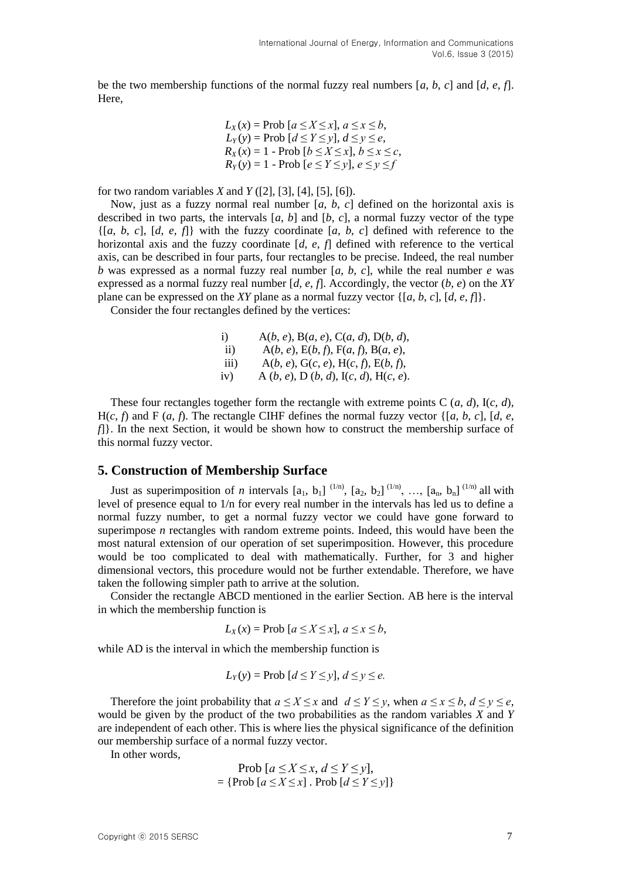be the two membership functions of the normal fuzzy real numbers [*a*, *b*, *c*] and [*d*, *e*, *f*]. Here,

$$L_X(x) = \text{Prob}\ [a \leq X \leq x],\ a \leq x \leq b,$$
$$L_Y(y) = \text{Prob}\ [d \leq Y \leq y],\ d \leq y \leq e,$$
$$R_X(x) = 1 - \text{Prob}\ [b \leq X \leq x],\ b \leq x \leq c,$$
$$R_Y(y) = 1 - \text{Prob}\ [e \leq Y \leq y],\ e \leq y \leq f$$

for two random variables *X* and *Y* ([2], [3], [4], [5], [6]).

Now, just as a fuzzy normal real number [*a*, *b*, *c*] defined on the horizontal axis is described in two parts, the intervals [*a*, *b*] and [*b*, *c*], a normal fuzzy vector of the type {[*a*, *b*, *c*], [*d*, *e*, *f*]} with the fuzzy coordinate [*a*, *b*, *c*] defined with reference to the horizontal axis and the fuzzy coordinate [*d*, *e*, *f*] defined with reference to the vertical axis, can be described in four parts, four rectangles to be precise. Indeed, the real number *b* was expressed as a normal fuzzy real number [*a*, *b*, *c*], while the real number *e* was expressed as a normal fuzzy real number [*d*, *e*, *f*]. Accordingly, the vector (*b*, *e*) on the *XY* plane can be expressed on the *XY* plane as a normal fuzzy vector {[*a*, *b*, *c*], [*d*, *e*, *f*]}.

Consider the four rectangles defined by the vertices:

i) A(*b*, *e*), B(*a*, *e*), C(*a*, *d*), D(*b*, *d*),
ii) A(*b*, *e*), E(*b*, *f*), F(*a*, *f*), B(*a*, *e*),
iii) A(*b*, *e*), G(*c*, *e*), H(*c*, *f*), E(*b*, *f*),
iv) A (*b*, *e*), D (*b*, *d*), I(*c*, *d*), H(*c*, *e*).

These four rectangles together form the rectangle with extreme points C (*a*, *d*), I(*c*, *d*), H(*c*, *f*) and F (*a*, *f*). The rectangle CIHF defines the normal fuzzy vector {[*a*, *b*, *c*], [*d*, *e*, *f*]}. In the next Section, it would be shown how to construct the membership surface of this normal fuzzy vector.

## 5. Construction of Membership Surface

Just as superimposition of *n* intervals $[a_1, b_1]^{(1/n)}$, $[a_2, b_2]^{(1/n)}$, …, $[a_n, b_n]^{(1/n)}$ all with level of presence equal to 1/n for every real number in the intervals has led us to define a normal fuzzy number, to get a normal fuzzy vector we could have gone forward to superimpose *n* rectangles with random extreme points. Indeed, this would have been the most natural extension of our operation of set superimposition. However, this procedure would be too complicated to deal with mathematically. Further, for 3 and higher dimensional vectors, this procedure would not be further extendable. Therefore, we have taken the following simpler path to arrive at the solution.

Consider the rectangle ABCD mentioned in the earlier Section. AB here is the interval in which the membership function is

$$L_X(x) = \text{Prob}\ [a \leq X \leq x],\ a \leq x \leq b,$$

while AD is the interval in which the membership function is

$$L_Y(y) = \text{Prob}\ [d \leq Y \leq y],\ d \leq y \leq e.$$

Therefore the joint probability that $a \leq X \leq x$ and $d \leq Y \leq y$, when $a \leq x \leq b$, $d \leq y \leq e$, would be given by the product of the two probabilities as the random variables *X* and *Y* are independent of each other. This is where lies the physical significance of the definition our membership surface of a normal fuzzy vector.

In other words,

$$\text{Prob}\ [a \leq X \leq x,\ d \leq Y \leq y],$$
$$= \{\text{Prob}\ [a \leq X \leq x]\ .\ \text{Prob}\ [d \leq Y \leq y]\}$$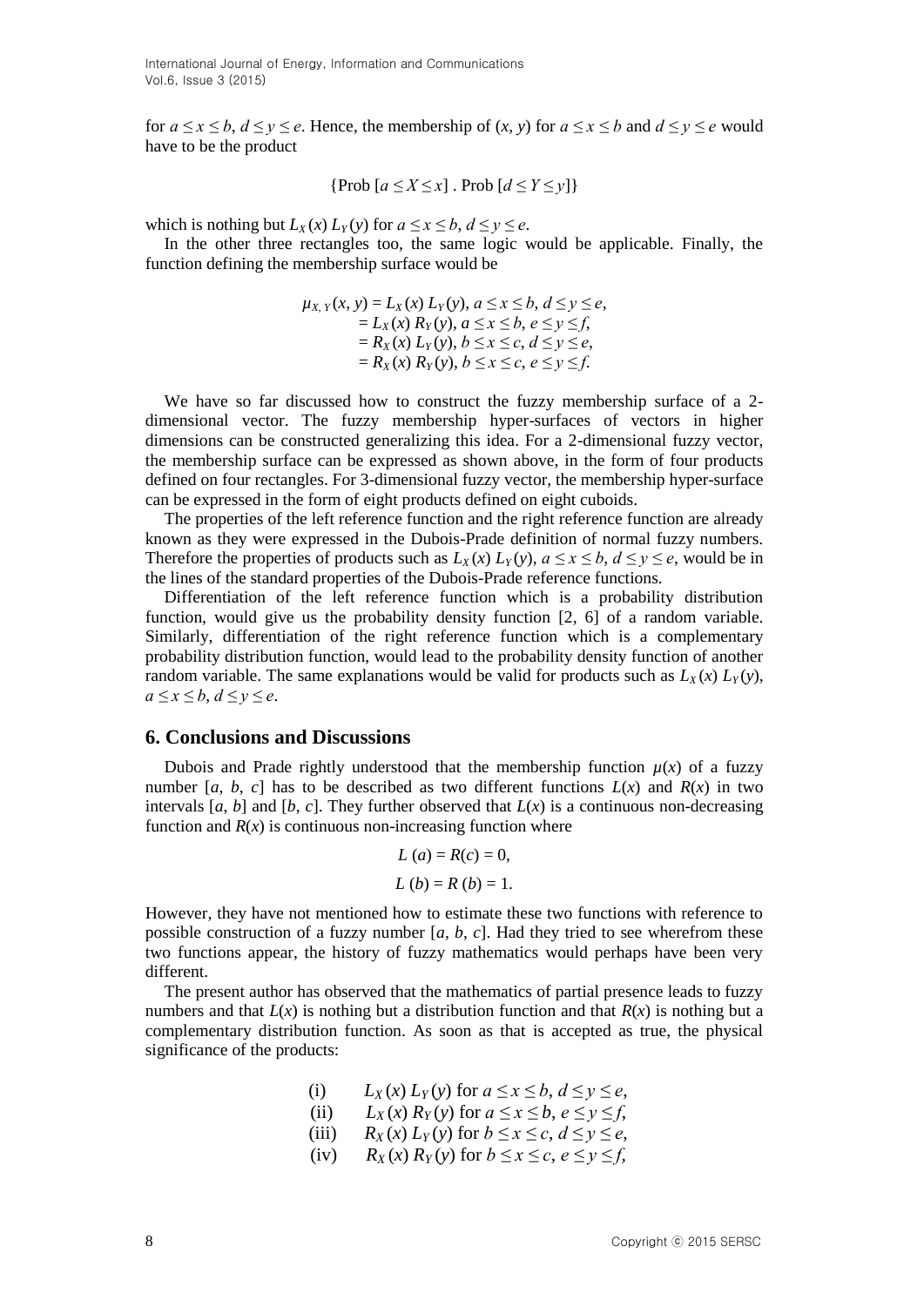for $a \le x \le b$, $d \le y \le e$. Hence, the membership of $(x, y)$ for $a \le x \le b$ and $d \le y \le e$ would have to be the product

$$\{\text{Prob}\ [a \le X \le x]\ .\ \text{Prob}\ [d \le Y \le y]\}$$

which is nothing but $L_X(x)\, L_Y(y)$ for $a \le x \le b$, $d \le y \le e$.

In the other three rectangles too, the same logic would be applicable. Finally, the function defining the membership surface would be

$$\begin{aligned}
\mu_{X,\,Y}(x, y) &= L_X(x)\, L_Y(y),\ a \le x \le b,\ d \le y \le e,\\
&= L_X(x)\, R_Y(y),\ a \le x \le b,\ e \le y \le f,\\
&= R_X(x)\, L_Y(y),\ b \le x \le c,\ d \le y \le e,\\
&= R_X(x)\, R_Y(y),\ b \le x \le c,\ e \le y \le f.
\end{aligned}$$

We have so far discussed how to construct the fuzzy membership surface of a 2-dimensional vector. The fuzzy membership hyper-surfaces of vectors in higher dimensions can be constructed generalizing this idea. For a 2-dimensional fuzzy vector, the membership surface can be expressed as shown above, in the form of four products defined on four rectangles. For 3-dimensional fuzzy vector, the membership hyper-surface can be expressed in the form of eight products defined on eight cuboids.

The properties of the left reference function and the right reference function are already known as they were expressed in the Dubois-Prade definition of normal fuzzy numbers. Therefore the properties of products such as $L_X(x)\, L_Y(y)$, $a \le x \le b$, $d \le y \le e$, would be in the lines of the standard properties of the Dubois-Prade reference functions.

Differentiation of the left reference function which is a probability distribution function, would give us the probability density function [2, 6] of a random variable. Similarly, differentiation of the right reference function which is a complementary probability distribution function, would lead to the probability density function of another random variable. The same explanations would be valid for products such as $L_X(x)\, L_Y(y)$, $a \le x \le b$, $d \le y \le e$.

## 6. Conclusions and Discussions

Dubois and Prade rightly understood that the membership function $\mu(x)$ of a fuzzy number $[a, b, c]$ has to be described as two different functions $L(x)$ and $R(x)$ in two intervals $[a, b]$ and $[b, c]$. They further observed that $L(x)$ is a continuous non-decreasing function and $R(x)$ is continuous non-increasing function where

$$L\,(a) = R(c) = 0,$$

$$L\,(b) = R\,(b) = 1.$$

However, they have not mentioned how to estimate these two functions with reference to possible construction of a fuzzy number $[a, b, c]$. Had they tried to see wherefrom these two functions appear, the history of fuzzy mathematics would perhaps have been very different.

The present author has observed that the mathematics of partial presence leads to fuzzy numbers and that $L(x)$ is nothing but a distribution function and that $R(x)$ is nothing but a complementary distribution function. As soon as that is accepted as true, the physical significance of the products:

(i) $L_X(x)\, L_Y(y)$ for $a \le x \le b$, $d \le y \le e$,

(ii) $L_X(x)\, R_Y(y)$ for $a \le x \le b$, $e \le y \le f$,

(iii) $R_X(x)\, L_Y(y)$ for $b \le x \le c$, $d \le y \le e$,

(iv) $R_X(x)\, R_Y(y)$ for $b \le x \le c$, $e \le y \le f$,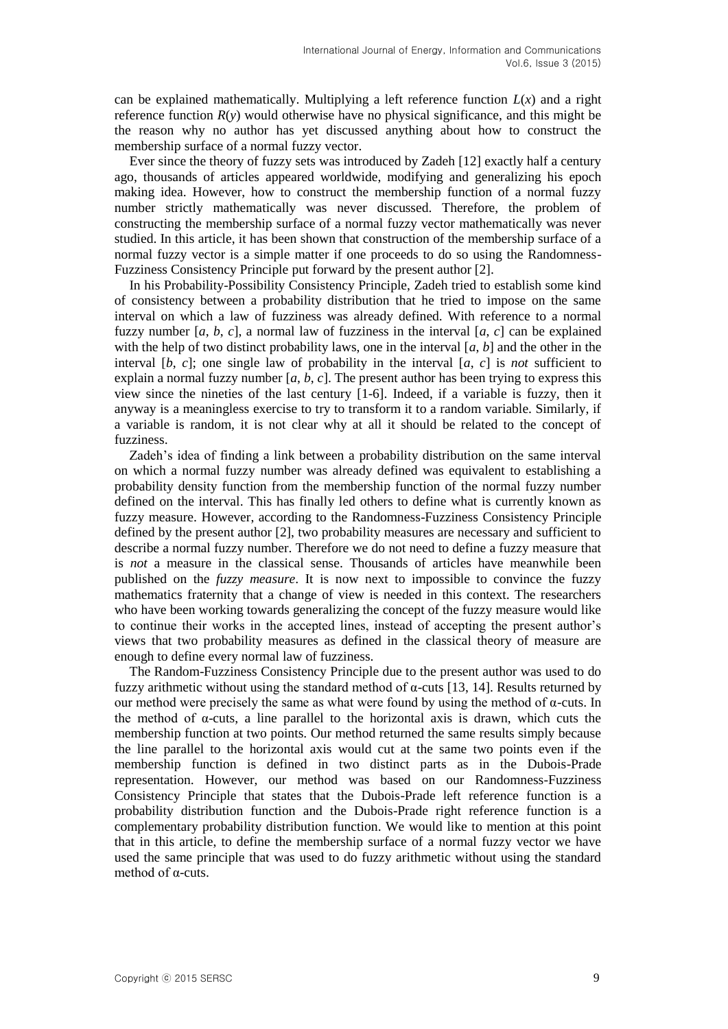can be explained mathematically. Multiplying a left reference function $L(x)$ and a right reference function $R(y)$ would otherwise have no physical significance, and this might be the reason why no author has yet discussed anything about how to construct the membership surface of a normal fuzzy vector.

Ever since the theory of fuzzy sets was introduced by Zadeh [12] exactly half a century ago, thousands of articles appeared worldwide, modifying and generalizing his epoch making idea. However, how to construct the membership function of a normal fuzzy number strictly mathematically was never discussed. Therefore, the problem of constructing the membership surface of a normal fuzzy vector mathematically was never studied. In this article, it has been shown that construction of the membership surface of a normal fuzzy vector is a simple matter if one proceeds to do so using the Randomness-Fuzziness Consistency Principle put forward by the present author [2].

In his Probability-Possibility Consistency Principle, Zadeh tried to establish some kind of consistency between a probability distribution that he tried to impose on the same interval on which a law of fuzziness was already defined. With reference to a normal fuzzy number $[a, b, c]$, a normal law of fuzziness in the interval $[a, c]$ can be explained with the help of two distinct probability laws, one in the interval $[a, b]$ and the other in the interval $[b, c]$; one single law of probability in the interval $[a, c]$ is *not* sufficient to explain a normal fuzzy number $[a, b, c]$. The present author has been trying to express this view since the nineties of the last century [1-6]. Indeed, if a variable is fuzzy, then it anyway is a meaningless exercise to try to transform it to a random variable. Similarly, if a variable is random, it is not clear why at all it should be related to the concept of fuzziness.

Zadeh's idea of finding a link between a probability distribution on the same interval on which a normal fuzzy number was already defined was equivalent to establishing a probability density function from the membership function of the normal fuzzy number defined on the interval. This has finally led others to define what is currently known as fuzzy measure. However, according to the Randomness-Fuzziness Consistency Principle defined by the present author [2], two probability measures are necessary and sufficient to describe a normal fuzzy number. Therefore we do not need to define a fuzzy measure that is *not* a measure in the classical sense. Thousands of articles have meanwhile been published on the *fuzzy measure*. It is now next to impossible to convince the fuzzy mathematics fraternity that a change of view is needed in this context. The researchers who have been working towards generalizing the concept of the fuzzy measure would like to continue their works in the accepted lines, instead of accepting the present author's views that two probability measures as defined in the classical theory of measure are enough to define every normal law of fuzziness.

The Random-Fuzziness Consistency Principle due to the present author was used to do fuzzy arithmetic without using the standard method of α-cuts [13, 14]. Results returned by our method were precisely the same as what were found by using the method of α-cuts. In the method of α-cuts, a line parallel to the horizontal axis is drawn, which cuts the membership function at two points. Our method returned the same results simply because the line parallel to the horizontal axis would cut at the same two points even if the membership function is defined in two distinct parts as in the Dubois-Prade representation. However, our method was based on our Randomness-Fuzziness Consistency Principle that states that the Dubois-Prade left reference function is a probability distribution function and the Dubois-Prade right reference function is a complementary probability distribution function. We would like to mention at this point that in this article, to define the membership surface of a normal fuzzy vector we have used the same principle that was used to do fuzzy arithmetic without using the standard method of α-cuts.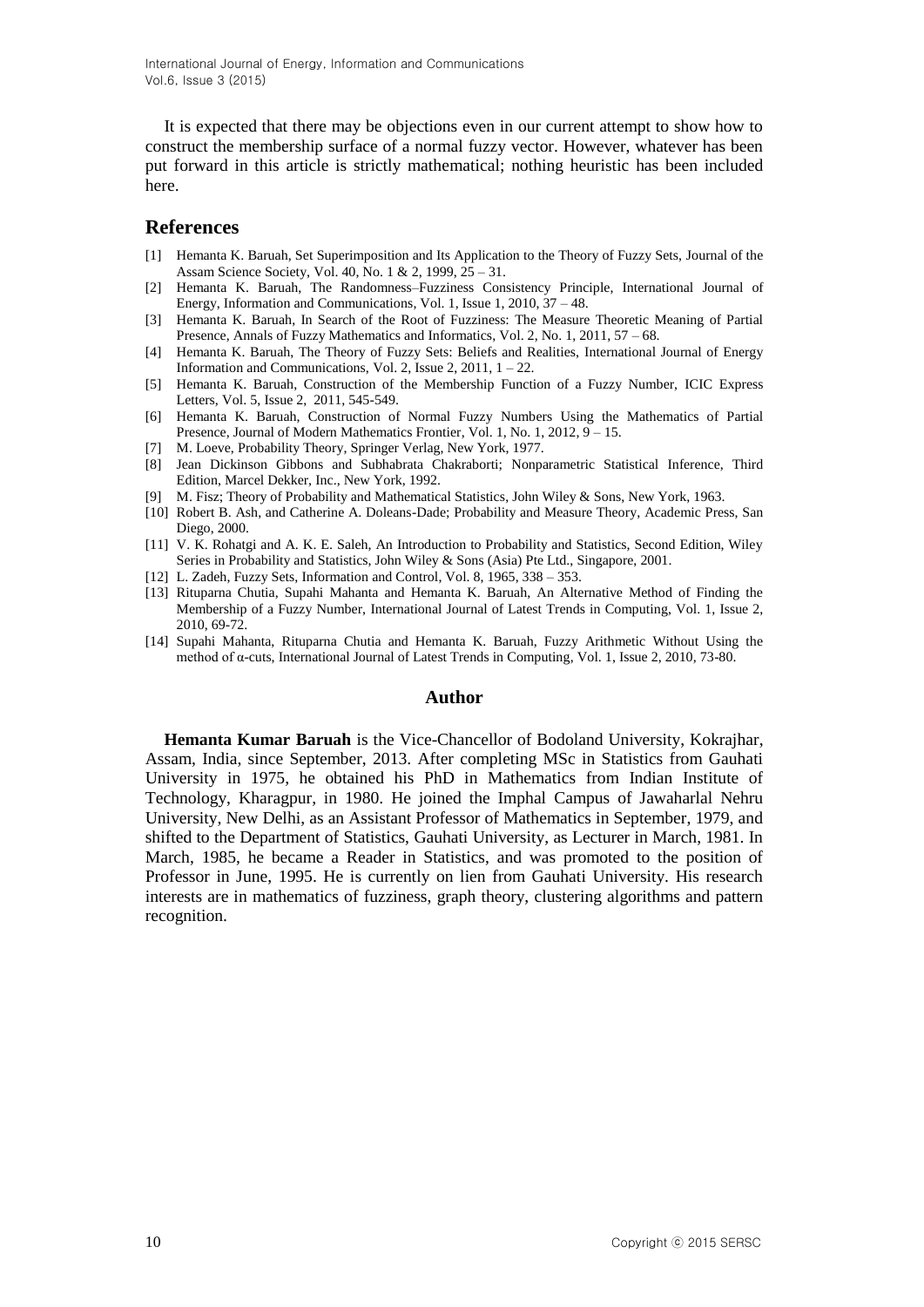It is expected that there may be objections even in our current attempt to show how to construct the membership surface of a normal fuzzy vector. However, whatever has been put forward in this article is strictly mathematical; nothing heuristic has been included here.

## References

[1] Hemanta K. Baruah, Set Superimposition and Its Application to the Theory of Fuzzy Sets, Journal of the Assam Science Society, Vol. 40, No. 1 & 2, 1999, 25 – 31.

[2] Hemanta K. Baruah, The Randomness–Fuzziness Consistency Principle, International Journal of Energy, Information and Communications, Vol. 1, Issue 1, 2010, 37 – 48.

[3] Hemanta K. Baruah, In Search of the Root of Fuzziness: The Measure Theoretic Meaning of Partial Presence, Annals of Fuzzy Mathematics and Informatics, Vol. 2, No. 1, 2011, 57 – 68.

[4] Hemanta K. Baruah, The Theory of Fuzzy Sets: Beliefs and Realities, International Journal of Energy Information and Communications, Vol. 2, Issue 2, 2011, 1 – 22.

[5] Hemanta K. Baruah, Construction of the Membership Function of a Fuzzy Number, ICIC Express Letters, Vol. 5, Issue 2, 2011, 545-549.

[6] Hemanta K. Baruah, Construction of Normal Fuzzy Numbers Using the Mathematics of Partial Presence, Journal of Modern Mathematics Frontier, Vol. 1, No. 1, 2012, 9 – 15.

[7] M. Loeve, Probability Theory, Springer Verlag, New York, 1977.

[8] Jean Dickinson Gibbons and Subhabrata Chakraborti; Nonparametric Statistical Inference, Third Edition, Marcel Dekker, Inc., New York, 1992.

[9] M. Fisz; Theory of Probability and Mathematical Statistics, John Wiley & Sons, New York, 1963.

[10] Robert B. Ash, and Catherine A. Doleans-Dade; Probability and Measure Theory, Academic Press, San Diego, 2000.

[11] V. K. Rohatgi and A. K. E. Saleh, An Introduction to Probability and Statistics, Second Edition, Wiley Series in Probability and Statistics, John Wiley & Sons (Asia) Pte Ltd., Singapore, 2001.

[12] L. Zadeh, Fuzzy Sets, Information and Control, Vol. 8, 1965, 338 – 353.

[13] Rituparna Chutia, Supahi Mahanta and Hemanta K. Baruah, An Alternative Method of Finding the Membership of a Fuzzy Number, International Journal of Latest Trends in Computing, Vol. 1, Issue 2, 2010, 69-72.

[14] Supahi Mahanta, Rituparna Chutia and Hemanta K. Baruah, Fuzzy Arithmetic Without Using the method of α-cuts, International Journal of Latest Trends in Computing, Vol. 1, Issue 2, 2010, 73-80.

## Author

**Hemanta Kumar Baruah** is the Vice-Chancellor of Bodoland University, Kokrajhar, Assam, India, since September, 2013. After completing MSc in Statistics from Gauhati University in 1975, he obtained his PhD in Mathematics from Indian Institute of Technology, Kharagpur, in 1980. He joined the Imphal Campus of Jawaharlal Nehru University, New Delhi, as an Assistant Professor of Mathematics in September, 1979, and shifted to the Department of Statistics, Gauhati University, as Lecturer in March, 1981. In March, 1985, he became a Reader in Statistics, and was promoted to the position of Professor in June, 1995. He is currently on lien from Gauhati University. His research interests are in mathematics of fuzziness, graph theory, clustering algorithms and pattern recognition.